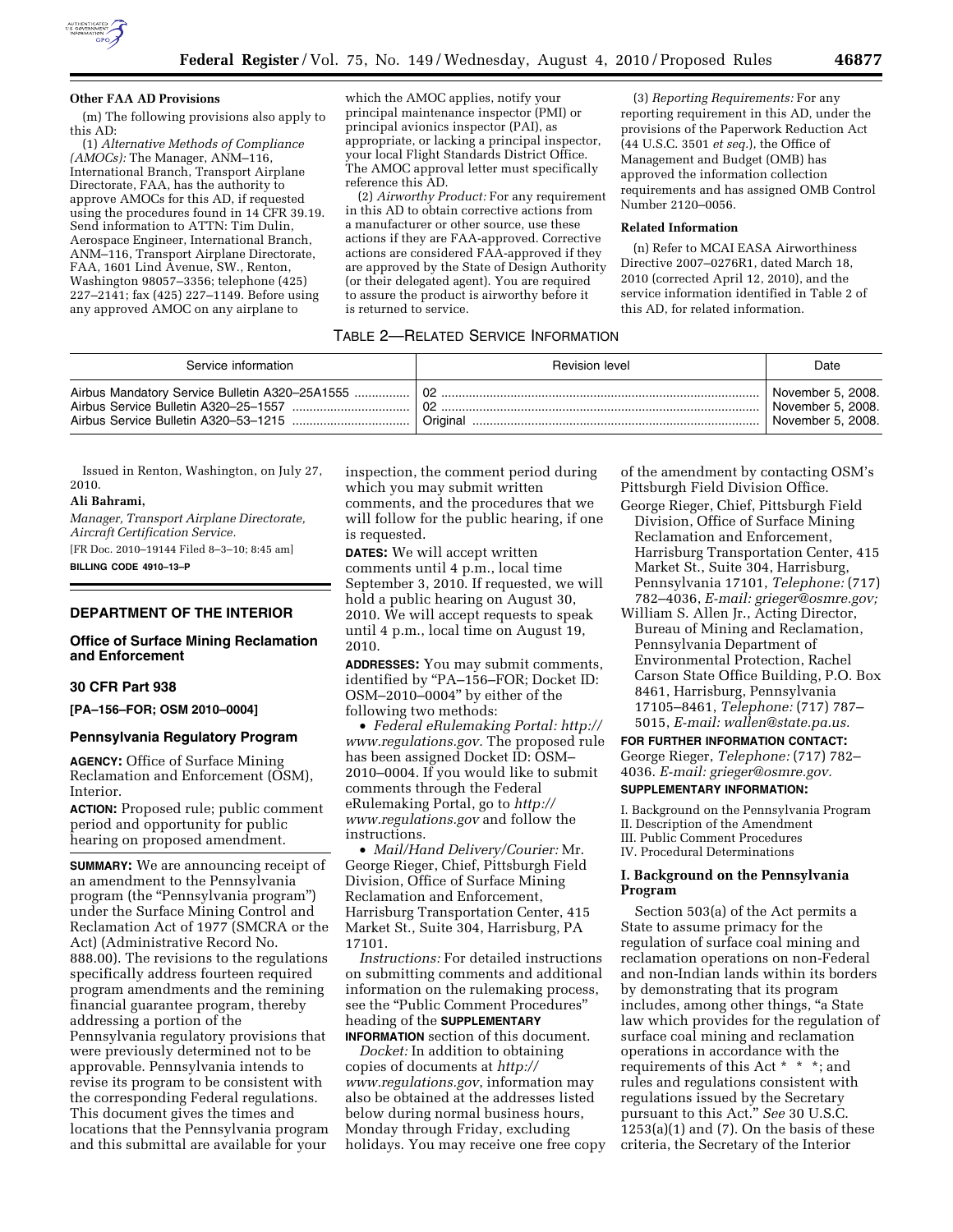**Other FAA AD Provisions**

(m) The following provisions also apply to this AD:

(1) *Alternative Methods of Compliance (AMOCs):* The Manager, ANM–116, International Branch, Transport Airplane Directorate, FAA, has the authority to approve AMOCs for this AD, if requested using the procedures found in 14 CFR 39.19. Send information to ATTN: Tim Dulin, Aerospace Engineer, International Branch, ANM–116, Transport Airplane Directorate, FAA, 1601 Lind Avenue, SW., Renton, Washington 98057–3356; telephone (425) 227–2141; fax (425) 227–1149. Before using any approved AMOC on any airplane to which the AMOC applies, notify your principal maintenance inspector (PMI) or principal avionics inspector (PAI), as appropriate, or lacking a principal inspector, your local Flight Standards District Office. The AMOC approval letter must specifically reference this AD.

(2) *Airworthy Product:* For any requirement in this AD to obtain corrective actions from a manufacturer or other source, use these actions if they are FAA-approved. Corrective actions are considered FAA-approved if they are approved by the State of Design Authority (or their delegated agent). You are required to assure the product is airworthy before it is returned to service.

(3) *Reporting Requirements:* For any reporting requirement in this AD, under the provisions of the Paperwork Reduction Act (44 U.S.C. 3501 *et seq.*), the Office of Management and Budget (OMB) has approved the information collection requirements and has assigned OMB Control Number 2120–0056.

**Related Information**

(n) Refer to MCAI EASA Airworthiness Directive 2007–0276R1, dated March 18, 2010 (corrected April 12, 2010), and the service information identified in Table 2 of this AD, for related information.

TABLE 2—RELATED SERVICE INFORMATION

| Service information | Revision level | Date |
|---|---|---|
| Airbus Mandatory Service Bulletin A320–25A1555 | 02 | November 5, 2008. |
| Airbus Service Bulletin A320–25–1557 | 02 | November 5, 2008. |
| Airbus Service Bulletin A320–53–1215 | Original | November 5, 2008. |

Issued in Renton, Washington, on July 27, 2010.

**Ali Bahrami,**

*Manager, Transport Airplane Directorate, Aircraft Certification Service.*

[FR Doc. 2010–19144 Filed 8–3–10; 8:45 am]

**BILLING CODE 4910–13–P**

## DEPARTMENT OF THE INTERIOR

### Office of Surface Mining Reclamation and Enforcement

### 30 CFR Part 938

**[PA–156–FOR; OSM 2010–0004]**

### Pennsylvania Regulatory Program

**AGENCY:** Office of Surface Mining Reclamation and Enforcement (OSM), Interior.

**ACTION:** Proposed rule; public comment period and opportunity for public hearing on proposed amendment.

**SUMMARY:** We are announcing receipt of an amendment to the Pennsylvania program (the "Pennsylvania program") under the Surface Mining Control and Reclamation Act of 1977 (SMCRA or the Act) (Administrative Record No. 888.00). The revisions to the regulations specifically address fourteen required program amendments and the remining financial guarantee program, thereby addressing a portion of the Pennsylvania regulatory provisions that were previously determined not to be approvable. Pennsylvania intends to revise its program to be consistent with the corresponding Federal regulations. This document gives the times and locations that the Pennsylvania program and this submittal are available for your inspection, the comment period during which you may submit written comments, and the procedures that we will follow for the public hearing, if one is requested.

**DATES:** We will accept written comments until 4 p.m., local time September 3, 2010. If requested, we will hold a public hearing on August 30, 2010. We will accept requests to speak until 4 p.m., local time on August 19, 2010.

**ADDRESSES:** You may submit comments, identified by "PA–156–FOR; Docket ID: OSM–2010–0004" by either of the following two methods:

- *Federal eRulemaking Portal: http://www.regulations.gov.* The proposed rule has been assigned Docket ID: OSM–2010–0004. If you would like to submit comments through the Federal eRulemaking Portal, go to *http://www.regulations.gov* and follow the instructions.
- *Mail/Hand Delivery/Courier:* Mr. George Rieger, Chief, Pittsburgh Field Division, Office of Surface Mining Reclamation and Enforcement, Harrisburg Transportation Center, 415 Market St., Suite 304, Harrisburg, PA 17101.

*Instructions:* For detailed instructions on submitting comments and additional information on the rulemaking process, see the "Public Comment Procedures" heading of the **SUPPLEMENTARY INFORMATION** section of this document.

*Docket:* In addition to obtaining copies of documents at *http://www.regulations.gov*, information may also be obtained at the addresses listed below during normal business hours, Monday through Friday, excluding holidays. You may receive one free copy of the amendment by contacting OSM's Pittsburgh Field Division Office.

George Rieger, Chief, Pittsburgh Field Division, Office of Surface Mining Reclamation and Enforcement, Harrisburg Transportation Center, 415 Market St., Suite 304, Harrisburg, Pennsylvania 17101, *Telephone:* (717) 782–4036, *E-mail: grieger@osmre.gov;*

William S. Allen Jr., Acting Director, Bureau of Mining and Reclamation, Pennsylvania Department of Environmental Protection, Rachel Carson State Office Building, P.O. Box 8461, Harrisburg, Pennsylvania 17105–8461, *Telephone:* (717) 787–5015, *E-mail: wallen@state.pa.us.*

**FOR FURTHER INFORMATION CONTACT:** George Rieger, *Telephone:* (717) 782–4036. *E-mail: grieger@osmre.gov.*

**SUPPLEMENTARY INFORMATION:**

I. Background on the Pennsylvania Program
II. Description of the Amendment
III. Public Comment Procedures
IV. Procedural Determinations

### I. Background on the Pennsylvania Program

Section 503(a) of the Act permits a State to assume primacy for the regulation of surface coal mining and reclamation operations on non-Federal and non-Indian lands within its borders by demonstrating that its program includes, among other things, "a State law which provides for the regulation of surface coal mining and reclamation operations in accordance with the requirements of this Act * * *; and rules and regulations consistent with regulations issued by the Secretary pursuant to this Act." *See* 30 U.S.C. 1253(a)(1) and (7). On the basis of these criteria, the Secretary of the Interior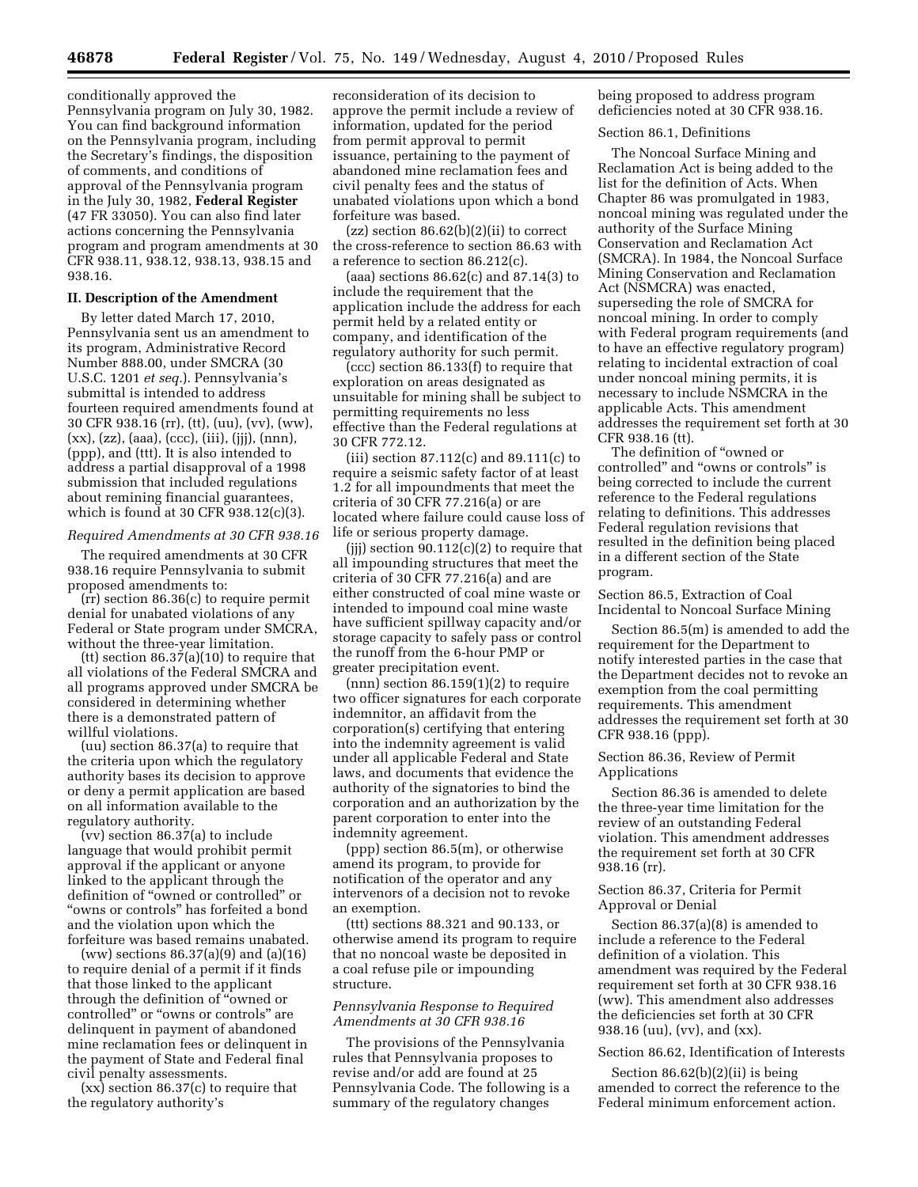conditionally approved the Pennsylvania program on July 30, 1982. You can find background information on the Pennsylvania program, including the Secretary's findings, the disposition of comments, and conditions of approval of the Pennsylvania program in the July 30, 1982, **Federal Register** (47 FR 33050). You can also find later actions concerning the Pennsylvania program and program amendments at 30 CFR 938.11, 938.12, 938.13, 938.15 and 938.16.

## II. Description of the Amendment

By letter dated March 17, 2010, Pennsylvania sent us an amendment to its program, Administrative Record Number 888.00, under SMCRA (30 U.S.C. 1201 *et seq.*). Pennsylvania's submittal is intended to address fourteen required amendments found at 30 CFR 938.16 (rr), (tt), (uu), (vv), (ww), (xx), (zz), (aaa), (ccc), (iii), (jjj), (nnn), (ppp), and (ttt). It is also intended to address a partial disapproval of a 1998 submission that included regulations about remining financial guarantees, which is found at 30 CFR 938.12(c)(3).

*Required Amendments at 30 CFR 938.16*

The required amendments at 30 CFR 938.16 require Pennsylvania to submit proposed amendments to:

(rr) section 86.36(c) to require permit denial for unabated violations of any Federal or State program under SMCRA, without the three-year limitation.

(tt) section 86.37(a)(10) to require that all violations of the Federal SMCRA and all programs approved under SMCRA be considered in determining whether there is a demonstrated pattern of willful violations.

(uu) section 86.37(a) to require that the criteria upon which the regulatory authority bases its decision to approve or deny a permit application are based on all information available to the regulatory authority.

(vv) section 86.37(a) to include language that would prohibit permit approval if the applicant or anyone linked to the applicant through the definition of "owned or controlled" or "owns or controls" has forfeited a bond and the violation upon which the forfeiture was based remains unabated.

(ww) sections 86.37(a)(9) and (a)(16) to require denial of a permit if it finds that those linked to the applicant through the definition of "owned or controlled" or "owns or controls" are delinquent in payment of abandoned mine reclamation fees or delinquent in the payment of State and Federal final civil penalty assessments.

(xx) section 86.37(c) to require that the regulatory authority's reconsideration of its decision to approve the permit include a review of information, updated for the period from permit approval to permit issuance, pertaining to the payment of abandoned mine reclamation fees and civil penalty fees and the status of unabated violations upon which a bond forfeiture was based.

(zz) section 86.62(b)(2)(ii) to correct the cross-reference to section 86.63 with a reference to section 86.212(c).

(aaa) sections 86.62(c) and 87.14(3) to include the requirement that the application include the address for each permit held by a related entity or company, and identification of the regulatory authority for such permit.

(ccc) section 86.133(f) to require that exploration on areas designated as unsuitable for mining shall be subject to permitting requirements no less effective than the Federal regulations at 30 CFR 772.12.

(iii) section 87.112(c) and 89.111(c) to require a seismic safety factor of at least 1.2 for all impoundments that meet the criteria of 30 CFR 77.216(a) or are located where failure could cause loss of life or serious property damage.

(jjj) section 90.112(c)(2) to require that all impounding structures that meet the criteria of 30 CFR 77.216(a) and are either constructed of coal mine waste or intended to impound coal mine waste have sufficient spillway capacity and/or storage capacity to safely pass or control the runoff from the 6-hour PMP or greater precipitation event.

(nnn) section 86.159(1)(2) to require two officer signatures for each corporate indemnitor, an affidavit from the corporation(s) certifying that entering into the indemnity agreement is valid under all applicable Federal and State laws, and documents that evidence the authority of the signatories to bind the corporation and an authorization by the parent corporation to enter into the indemnity agreement.

(ppp) section 86.5(m), or otherwise amend its program, to provide for notification of the operator and any intervenors of a decision not to revoke an exemption.

(ttt) sections 88.321 and 90.133, or otherwise amend its program to require that no noncoal waste be deposited in a coal refuse pile or impounding structure.

*Pennsylvania Response to Required Amendments at 30 CFR 938.16*

The provisions of the Pennsylvania rules that Pennsylvania proposes to revise and/or add are found at 25 Pennsylvania Code. The following is a summary of the regulatory changes being proposed to address program deficiencies noted at 30 CFR 938.16.

Section 86.1, Definitions

The Noncoal Surface Mining and Reclamation Act is being added to the list for the definition of Acts. When Chapter 86 was promulgated in 1983, noncoal mining was regulated under the authority of the Surface Mining Conservation and Reclamation Act (SMCRA). In 1984, the Noncoal Surface Mining Conservation and Reclamation Act (NSMCRA) was enacted, superseding the role of SMCRA for noncoal mining. In order to comply with Federal program requirements (and to have an effective regulatory program) relating to incidental extraction of coal under noncoal mining permits, it is necessary to include NSMCRA in the applicable Acts. This amendment addresses the requirement set forth at 30 CFR 938.16 (tt).

The definition of "owned or controlled" and "owns or controls" is being corrected to include the current reference to the Federal regulations relating to definitions. This addresses Federal regulation revisions that resulted in the definition being placed in a different section of the State program.

Section 86.5, Extraction of Coal Incidental to Noncoal Surface Mining

Section 86.5(m) is amended to add the requirement for the Department to notify interested parties in the case that the Department decides not to revoke an exemption from the coal permitting requirements. This amendment addresses the requirement set forth at 30 CFR 938.16 (ppp).

Section 86.36, Review of Permit Applications

Section 86.36 is amended to delete the three-year time limitation for the review of an outstanding Federal violation. This amendment addresses the requirement set forth at 30 CFR 938.16 (rr).

Section 86.37, Criteria for Permit Approval or Denial

Section 86.37(a)(8) is amended to include a reference to the Federal definition of a violation. This amendment was required by the Federal requirement set forth at 30 CFR 938.16 (ww). This amendment also addresses the deficiencies set forth at 30 CFR 938.16 (uu), (vv), and (xx).

Section 86.62, Identification of Interests

Section 86.62(b)(2)(ii) is being amended to correct the reference to the Federal minimum enforcement action.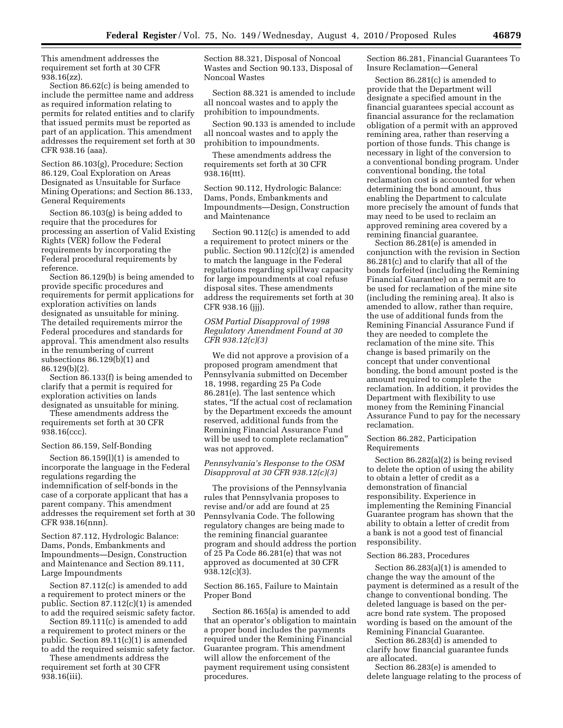This amendment addresses the requirement set forth at 30 CFR 938.16(zz).

Section 86.62(c) is being amended to include the permittee name and address as required information relating to permits for related entities and to clarify that issued permits must be reported as part of an application. This amendment addresses the requirement set forth at 30 CFR 938.16 (aaa).

Section 86.103(g), Procedure; Section 86.129, Coal Exploration on Areas Designated as Unsuitable for Surface Mining Operations; and Section 86.133, General Requirements

Section 86.103(g) is being added to require that the procedures for processing an assertion of Valid Existing Rights (VER) follow the Federal requirements by incorporating the Federal procedural requirements by reference.

Section 86.129(b) is being amended to provide specific procedures and requirements for permit applications for exploration activities on lands designated as unsuitable for mining. The detailed requirements mirror the Federal procedures and standards for approval. This amendment also results in the renumbering of current subsections 86.129(b)(1) and 86.129(b)(2).

Section 86.133(f) is being amended to clarify that a permit is required for exploration activities on lands designated as unsuitable for mining.

These amendments address the requirements set forth at 30 CFR 938.16(ccc).

Section 86.159, Self-Bonding

Section 86.159(l)(1) is amended to incorporate the language in the Federal regulations regarding the indemnification of self-bonds in the case of a corporate applicant that has a parent company. This amendment addresses the requirement set forth at 30 CFR 938.16(nnn).

Section 87.112, Hydrologic Balance: Dams, Ponds, Embankments and Impoundments—Design, Construction and Maintenance and Section 89.111, Large Impoundments

Section 87.112(c) is amended to add a requirement to protect miners or the public. Section 87.112(c)(1) is amended to add the required seismic safety factor.

Section 89.111(c) is amended to add a requirement to protect miners or the public. Section 89.11(c)(1) is amended to add the required seismic safety factor.

These amendments address the requirement set forth at 30 CFR 938.16(iii).

Section 88.321, Disposal of Noncoal Wastes and Section 90.133, Disposal of Noncoal Wastes

Section 88.321 is amended to include all noncoal wastes and to apply the prohibition to impoundments.

Section 90.133 is amended to include all noncoal wastes and to apply the prohibition to impoundments.

These amendments address the requirements set forth at 30 CFR 938.16(ttt).

Section 90.112, Hydrologic Balance: Dams, Ponds, Embankments and Impoundments—Design, Construction and Maintenance

Section 90.112(c) is amended to add a requirement to protect miners or the public. Section 90.112(c)(2) is amended to match the language in the Federal regulations regarding spillway capacity for large impoundments at coal refuse disposal sites. These amendments address the requirements set forth at 30 CFR 938.16 (jjj).

*OSM Partial Disapproval of 1998 Regulatory Amendment Found at 30 CFR 938.12(c)(3)*

We did not approve a provision of a proposed program amendment that Pennsylvania submitted on December 18, 1998, regarding 25 Pa Code 86.281(e). The last sentence which states, "If the actual cost of reclamation by the Department exceeds the amount reserved, additional funds from the Remining Financial Assurance Fund will be used to complete reclamation" was not approved.

*Pennsylvania's Response to the OSM Disapproval at 30 CFR 938.12(c)(3)*

The provisions of the Pennsylvania rules that Pennsylvania proposes to revise and/or add are found at 25 Pennsylvania Code. The following regulatory changes are being made to the remining financial guarantee program and should address the portion of 25 Pa Code 86.281(e) that was not approved as documented at 30 CFR 938.12(c)(3).

Section 86.165, Failure to Maintain Proper Bond

Section 86.165(a) is amended to add that an operator's obligation to maintain a proper bond includes the payments required under the Remining Financial Guarantee program. This amendment will allow the enforcement of the payment requirement using consistent procedures.

Section 86.281, Financial Guarantees To Insure Reclamation—General

Section 86.281(c) is amended to provide that the Department will designate a specified amount in the financial guarantees special account as financial assurance for the reclamation obligation of a permit with an approved remining area, rather than reserving a portion of those funds. This change is necessary in light of the conversion to a conventional bonding program. Under conventional bonding, the total reclamation cost is accounted for when determining the bond amount, thus enabling the Department to calculate more precisely the amount of funds that may need to be used to reclaim an approved remining area covered by a remining financial guarantee.

Section 86.281(e) is amended in conjunction with the revision in Section 86.281(c) and to clarify that all of the bonds forfeited (including the Remining Financial Guarantee) on a permit are to be used for reclamation of the mine site (including the remining area). It also is amended to allow, rather than require, the use of additional funds from the Remining Financial Assurance Fund if they are needed to complete the reclamation of the mine site. This change is based primarily on the concept that under conventional bonding, the bond amount posted is the amount required to complete the reclamation. In addition, it provides the Department with flexibility to use money from the Remining Financial Assurance Fund to pay for the necessary reclamation.

Section 86.282, Participation Requirements

Section 86.282(a)(2) is being revised to delete the option of using the ability to obtain a letter of credit as a demonstration of financial responsibility. Experience in implementing the Remining Financial Guarantee program has shown that the ability to obtain a letter of credit from a bank is not a good test of financial responsibility.

Section 86.283, Procedures

Section 86.283(a)(1) is amended to change the way the amount of the payment is determined as a result of the change to conventional bonding. The deleted language is based on the per-acre bond rate system. The proposed wording is based on the amount of the Remining Financial Guarantee.

Section 86.283(d) is amended to clarify how financial guarantee funds are allocated.

Section 86.283(e) is amended to delete language relating to the process of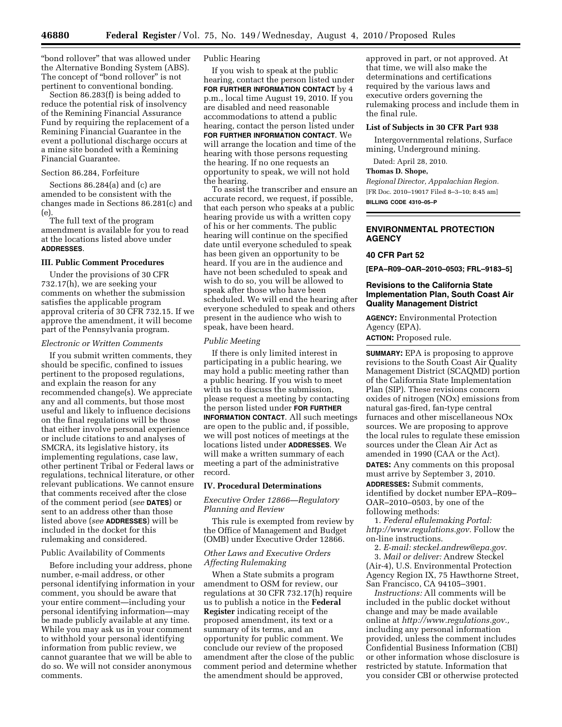"bond rollover" that was allowed under the Alternative Bonding System (ABS). The concept of "bond rollover" is not pertinent to conventional bonding.

Section 86.283(f) is being added to reduce the potential risk of insolvency of the Remining Financial Assurance Fund by requiring the replacement of a Remining Financial Guarantee in the event a pollutional discharge occurs at a mine site bonded with a Remining Financial Guarantee.

Section 86.284, Forfeiture

Sections 86.284(a) and (c) are amended to be consistent with the changes made in Sections 86.281(c) and (e).

The full text of the program amendment is available for you to read at the locations listed above under **ADDRESSES**.

### III. Public Comment Procedures

Under the provisions of 30 CFR 732.17(h), we are seeking your comments on whether the submission satisfies the applicable program approval criteria of 30 CFR 732.15. If we approve the amendment, it will become part of the Pennsylvania program.

*Electronic or Written Comments*

If you submit written comments, they should be specific, confined to issues pertinent to the proposed regulations, and explain the reason for any recommended change(s). We appreciate any and all comments, but those most useful and likely to influence decisions on the final regulations will be those that either involve personal experience or include citations to and analyses of SMCRA, its legislative history, its implementing regulations, case law, other pertinent Tribal or Federal laws or regulations, technical literature, or other relevant publications. We cannot ensure that comments received after the close of the comment period (*see* **DATES**) or sent to an address other than those listed above (*see* **ADDRESSES**) will be included in the docket for this rulemaking and considered.

Public Availability of Comments

Before including your address, phone number, e-mail address, or other personal identifying information in your comment, you should be aware that your entire comment—including your personal identifying information—may be made publicly available at any time. While you may ask us in your comment to withhold your personal identifying information from public review, we cannot guarantee that we will be able to do so. We will not consider anonymous comments.

Public Hearing

If you wish to speak at the public hearing, contact the person listed under **FOR FURTHER INFORMATION CONTACT** by 4 p.m., local time August 19, 2010. If you are disabled and need reasonable accommodations to attend a public hearing, contact the person listed under **FOR FURTHER INFORMATION CONTACT**. We will arrange the location and time of the hearing with those persons requesting the hearing. If no one requests an opportunity to speak, we will not hold the hearing.

To assist the transcriber and ensure an accurate record, we request, if possible, that each person who speaks at a public hearing provide us with a written copy of his or her comments. The public hearing will continue on the specified date until everyone scheduled to speak has been given an opportunity to be heard. If you are in the audience and have not been scheduled to speak and wish to do so, you will be allowed to speak after those who have been scheduled. We will end the hearing after everyone scheduled to speak and others present in the audience who wish to speak, have been heard.

*Public Meeting*

If there is only limited interest in participating in a public hearing, we may hold a public meeting rather than a public hearing. If you wish to meet with us to discuss the submission, please request a meeting by contacting the person listed under **FOR FURTHER INFORMATION CONTACT**. All such meetings are open to the public and, if possible, we will post notices of meetings at the locations listed under **ADDRESSES**. We will make a written summary of each meeting a part of the administrative record.

### IV. Procedural Determinations

*Executive Order 12866—Regulatory Planning and Review*

This rule is exempted from review by the Office of Management and Budget (OMB) under Executive Order 12866.

*Other Laws and Executive Orders Affecting Rulemaking*

When a State submits a program amendment to OSM for review, our regulations at 30 CFR 732.17(h) require us to publish a notice in the **Federal Register** indicating receipt of the proposed amendment, its text or a summary of its terms, and an opportunity for public comment. We conclude our review of the proposed amendment after the close of the public comment period and determine whether the amendment should be approved, approved in part, or not approved. At that time, we will also make the determinations and certifications required by the various laws and executive orders governing the rulemaking process and include them in the final rule.

**List of Subjects in 30 CFR Part 938**

Intergovernmental relations, Surface mining, Underground mining.

Dated: April 28, 2010.

**Thomas D. Shope,**

*Regional Director, Appalachian Region.*

[FR Doc. 2010–19017 Filed 8–3–10; 8:45 am]

**BILLING CODE 4310–05–P**

## ENVIRONMENTAL PROTECTION AGENCY

### 40 CFR Part 52

**[EPA–R09–OAR–2010–0503; FRL–9183–5]**

### Revisions to the California State Implementation Plan, South Coast Air Quality Management District

**AGENCY:** Environmental Protection Agency (EPA).

**ACTION:** Proposed rule.

**SUMMARY:** EPA is proposing to approve revisions to the South Coast Air Quality Management District (SCAQMD) portion of the California State Implementation Plan (SIP). These revisions concern oxides of nitrogen (NOx) emissions from natural gas-fired, fan-type central furnaces and other miscellaneous NOx sources. We are proposing to approve the local rules to regulate these emission sources under the Clean Air Act as amended in 1990 (CAA or the Act).

**DATES:** Any comments on this proposal must arrive by September 3, 2010.

**ADDRESSES:** Submit comments, identified by docket number EPA–R09–OAR–2010–0503, by one of the following methods:

1. *Federal eRulemaking Portal: http://www.regulations.gov.* Follow the on-line instructions.
2. *E-mail: steckel.andrew@epa.gov.*
3. *Mail or deliver:* Andrew Steckel (Air-4), U.S. Environmental Protection Agency Region IX, 75 Hawthorne Street, San Francisco, CA 94105–3901.

*Instructions:* All comments will be included in the public docket without change and may be made available online at *http://www.regulations.gov.,* including any personal information provided, unless the comment includes Confidential Business Information (CBI) or other information whose disclosure is restricted by statute. Information that you consider CBI or otherwise protected